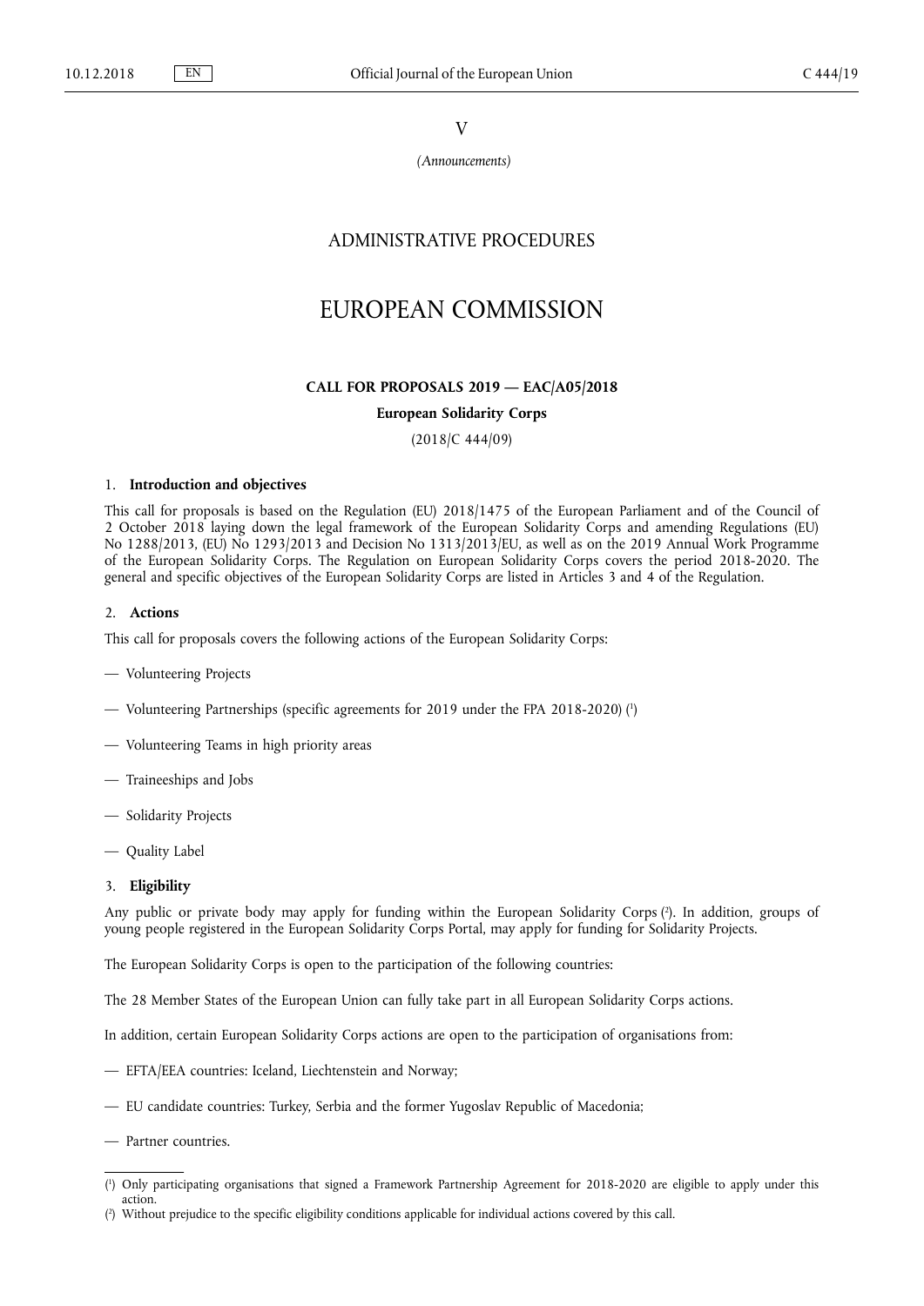V

*(Announcements)*

# ADMINISTRATIVE PROCEDURES

# EUROPEAN COMMISSION

## CALL FOR PROPOSALS 2019 — EAC/A05/2018

**European Solidarity Corps**

(2018/C 444/09)

### 1. **Introduction and objectives**

This call for proposals is based on the Regulation (EU) 2018/1475 of the European Parliament and of the Council of 2 October 2018 laying down the legal framework of the European Solidarity Corps and amending Regulations (EU) No 1288/2013, (EU) No 1293/2013 and Decision No 1313/2013/EU, as well as on the 2019 Annual Work Programme of the European Solidarity Corps. The Regulation on European Solidarity Corps covers the period 2018-2020. The general and specific objectives of the European Solidarity Corps are listed in Articles 3 and 4 of the Regulation.

### 2. **Actions**

This call for proposals covers the following actions of the European Solidarity Corps:

— Volunteering Projects

— Volunteering Partnerships (specific agreements for 2019 under the FPA 2018-2020) [1]

— Volunteering Teams in high priority areas

— Traineeships and Jobs

— Solidarity Projects

— Quality Label

### 3. **Eligibility**

Any public or private body may apply for funding within the European Solidarity Corps [2]. In addition, groups of young people registered in the European Solidarity Corps Portal, may apply for funding for Solidarity Projects.

The European Solidarity Corps is open to the participation of the following countries:

The 28 Member States of the European Union can fully take part in all European Solidarity Corps actions.

In addition, certain European Solidarity Corps actions are open to the participation of organisations from:

— EFTA/EEA countries: Iceland, Liechtenstein and Norway;

— EU candidate countries: Turkey, Serbia and the former Yugoslav Republic of Macedonia;

— Partner countries.

---

[1] Only participating organisations that signed a Framework Partnership Agreement for 2018-2020 are eligible to apply under this action.

[2] Without prejudice to the specific eligibility conditions applicable for individual actions covered by this call.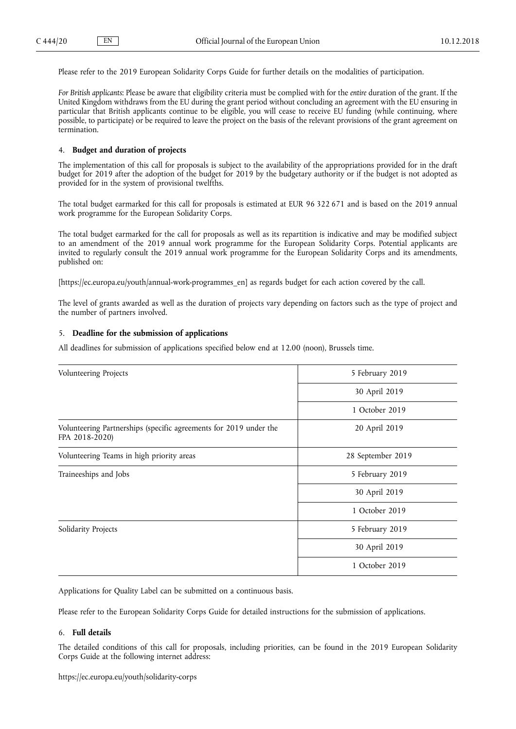Please refer to the 2019 European Solidarity Corps Guide for further details on the modalities of participation.

*For British applicants*: Please be aware that eligibility criteria must be complied with for the *entire* duration of the grant. If the United Kingdom withdraws from the EU during the grant period without concluding an agreement with the EU ensuring in particular that British applicants continue to be eligible, you will cease to receive EU funding (while continuing, where possible, to participate) or be required to leave the project on the basis of the relevant provisions of the grant agreement on termination.

## 4. **Budget and duration of projects**

The implementation of this call for proposals is subject to the availability of the appropriations provided for in the draft budget for 2019 after the adoption of the budget for 2019 by the budgetary authority or if the budget is not adopted as provided for in the system of provisional twelfths.

The total budget earmarked for this call for proposals is estimated at EUR 96 322 671 and is based on the 2019 annual work programme for the European Solidarity Corps.

The total budget earmarked for the call for proposals as well as its repartition is indicative and may be modified subject to an amendment of the 2019 annual work programme for the European Solidarity Corps. Potential applicants are invited to regularly consult the 2019 annual work programme for the European Solidarity Corps and its amendments, published on:

[https://ec.europa.eu/youth/annual-work-programmes_en] as regards budget for each action covered by the call.

The level of grants awarded as well as the duration of projects vary depending on factors such as the type of project and the number of partners involved.

## 5. **Deadline for the submission of applications**

All deadlines for submission of applications specified below end at 12.00 (noon), Brussels time.

| | |
|---|---|
| Volunteering Projects | 5 February 2019 |
| | 30 April 2019 |
| | 1 October 2019 |
| Volunteering Partnerships (specific agreements for 2019 under the FPA 2018-2020) | 20 April 2019 |
| Volunteering Teams in high priority areas | 28 September 2019 |
| Traineeships and Jobs | 5 February 2019 |
| | 30 April 2019 |
| | 1 October 2019 |
| Solidarity Projects | 5 February 2019 |
| | 30 April 2019 |
| | 1 October 2019 |

Applications for Quality Label can be submitted on a continuous basis.

Please refer to the European Solidarity Corps Guide for detailed instructions for the submission of applications.

## 6. **Full details**

The detailed conditions of this call for proposals, including priorities, can be found in the 2019 European Solidarity Corps Guide at the following internet address:

https://ec.europa.eu/youth/solidarity-corps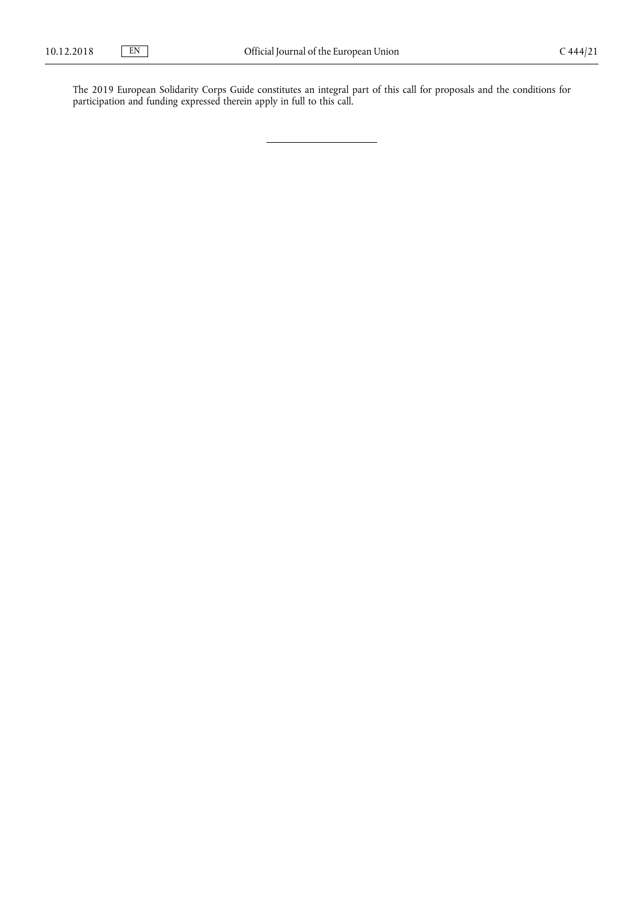The 2019 European Solidarity Corps Guide constitutes an integral part of this call for proposals and the conditions for participation and funding expressed therein apply in full to this call.